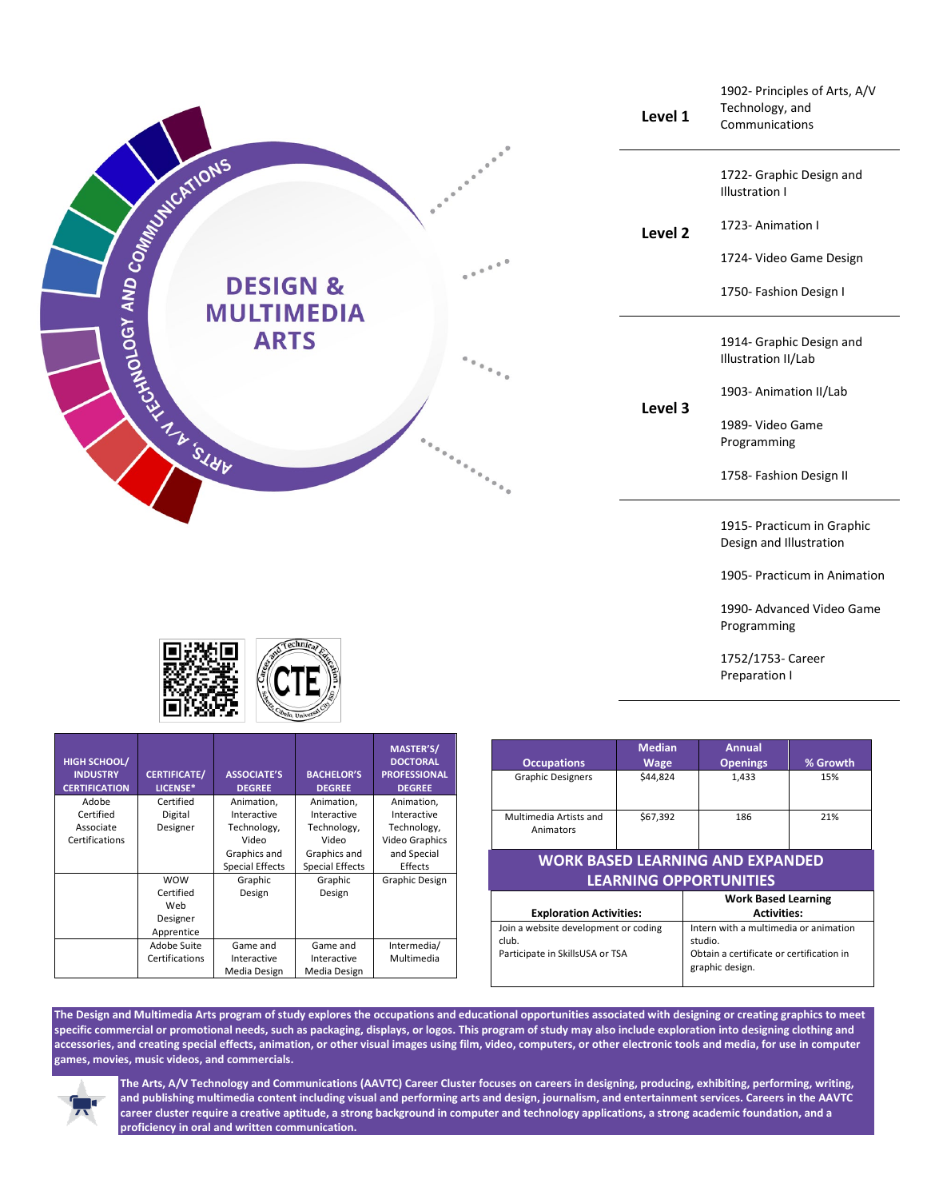# DESIGN & MULTIMEDIA ARTS

ARTS, A/V TECHNOLOGY AND COMMUNICATIONS

| Level | Courses |
|---|---|
| **Level 1** | 1902- Principles of Arts, A/V Technology, and Communications |
| **Level 2** | 1722- Graphic Design and Illustration I<br>1723- Animation I<br>1724- Video Game Design<br>1750- Fashion Design I |
| **Level 3** | 1914- Graphic Design and Illustration II/Lab<br>1903- Animation II/Lab<br>1989- Video Game Programming<br>1758- Fashion Design II |
| | 1915- Practicum in Graphic Design and Illustration<br>1905- Practicum in Animation<br>1990- Advanced Video Game Programming<br>1752/1753- Career Preparation I |

| HIGH SCHOOL/ INDUSTRY CERTIFICATION | CERTIFICATE/ LICENSE* | ASSOCIATE'S DEGREE | BACHELOR'S DEGREE | MASTER'S/ DOCTORAL PROFESSIONAL DEGREE |
|---|---|---|---|---|
| Adobe Certified Associate Certifications | Certified Digital Designer | Animation, Interactive Technology, Video Graphics and Special Effects | Animation, Interactive Technology, Video Graphics and Special Effects | Animation, Interactive Technology, Video Graphics and Special Effects |
| | WOW Certified Web Designer Apprentice | Graphic Design | Graphic Design | Graphic Design |
| | Adobe Suite Certifications | Game and Interactive Media Design | Game and Interactive Media Design | Intermedia/ Multimedia |

| Occupations | Median Wage | Annual Openings | % Growth |
|---|---|---|---|
| Graphic Designers | $44,824 | 1,433 | 15% |
| Multimedia Artists and Animators | $67,392 | 186 | 21% |

## WORK BASED LEARNING AND EXPANDED LEARNING OPPORTUNITIES

| Exploration Activities: | Work Based Learning Activities: |
|---|---|
| Join a website development or coding club.<br>Participate in SkillsUSA or TSA | Intern with a multimedia or animation studio.<br>Obtain a certificate or certification in graphic design. |

**The Design and Multimedia Arts program of study explores the occupations and educational opportunities associated with designing or creating graphics to meet specific commercial or promotional needs, such as packaging, displays, or logos. This program of study may also include exploration into designing clothing and accessories, and creating special effects, animation, or other visual images using film, video, computers, or other electronic tools and media, for use in computer games, movies, music videos, and commercials.**

**The Arts, A/V Technology and Communications (AAVTC) Career Cluster focuses on careers in designing, producing, exhibiting, performing, writing, and publishing multimedia content including visual and performing arts and design, journalism, and entertainment services. Careers in the AAVTC career cluster require a creative aptitude, a strong background in computer and technology applications, a strong academic foundation, and a proficiency in oral and written communication.**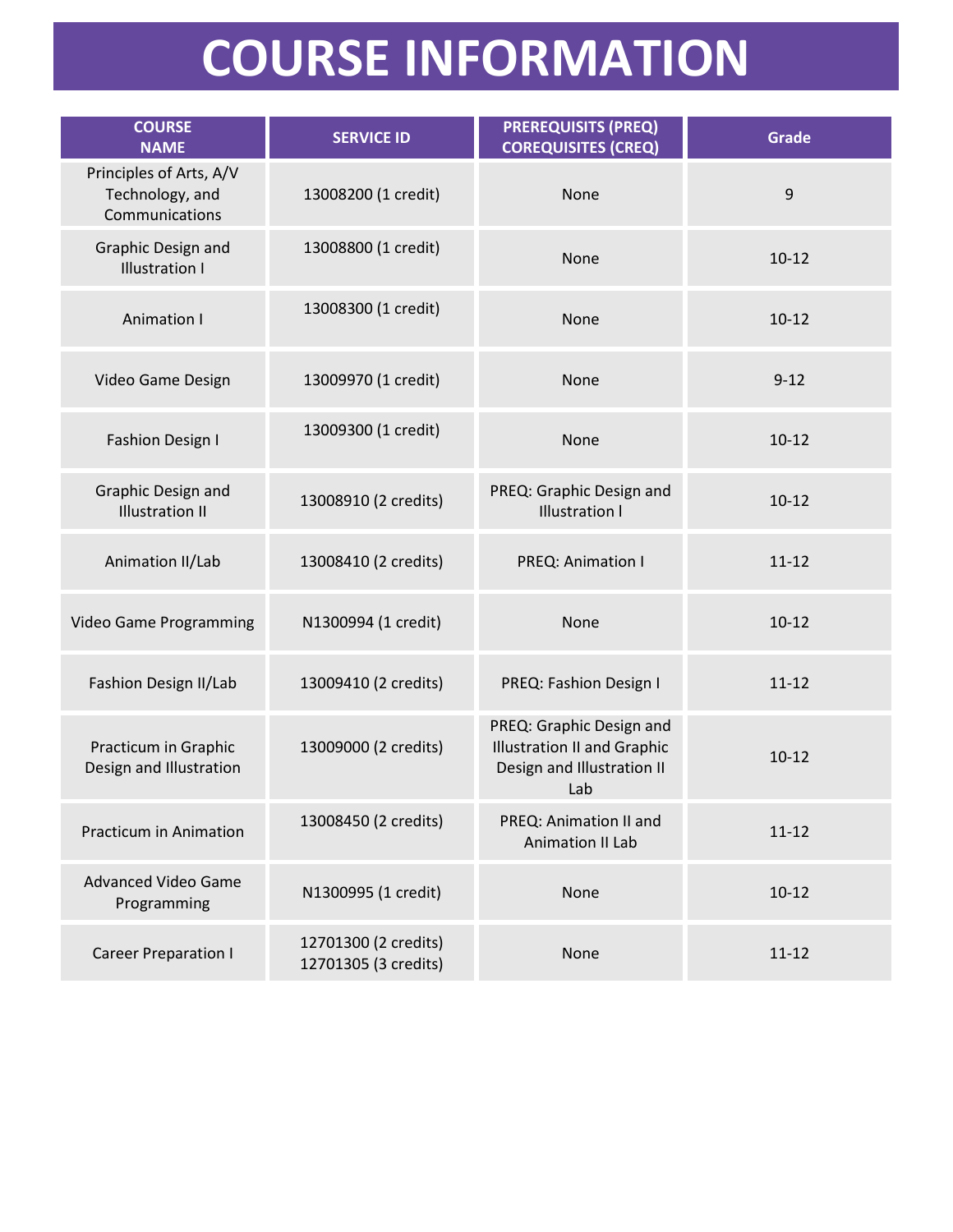# COURSE INFORMATION

| COURSE NAME | SERVICE ID | PREREQUISITS (PREQ) COREQUISITES (CREQ) | Grade |
|---|---|---|---|
| Principles of Arts, A/V Technology, and Communications | 13008200 (1 credit) | None | 9 |
| Graphic Design and Illustration I | 13008800 (1 credit) | None | 10-12 |
| Animation I | 13008300 (1 credit) | None | 10-12 |
| Video Game Design | 13009970 (1 credit) | None | 9-12 |
| Fashion Design I | 13009300 (1 credit) | None | 10-12 |
| Graphic Design and Illustration II | 13008910 (2 credits) | PREQ: Graphic Design and Illustration I | 10-12 |
| Animation II/Lab | 13008410 (2 credits) | PREQ: Animation I | 11-12 |
| Video Game Programming | N1300994 (1 credit) | None | 10-12 |
| Fashion Design II/Lab | 13009410 (2 credits) | PREQ: Fashion Design I | 11-12 |
| Practicum in Graphic Design and Illustration | 13009000 (2 credits) | PREQ: Graphic Design and Illustration II and Graphic Design and Illustration II Lab | 10-12 |
| Practicum in Animation | 13008450 (2 credits) | PREQ: Animation II and Animation II Lab | 11-12 |
| Advanced Video Game Programming | N1300995 (1 credit) | None | 10-12 |
| Career Preparation I | 12701300 (2 credits) 12701305 (3 credits) | None | 11-12 |